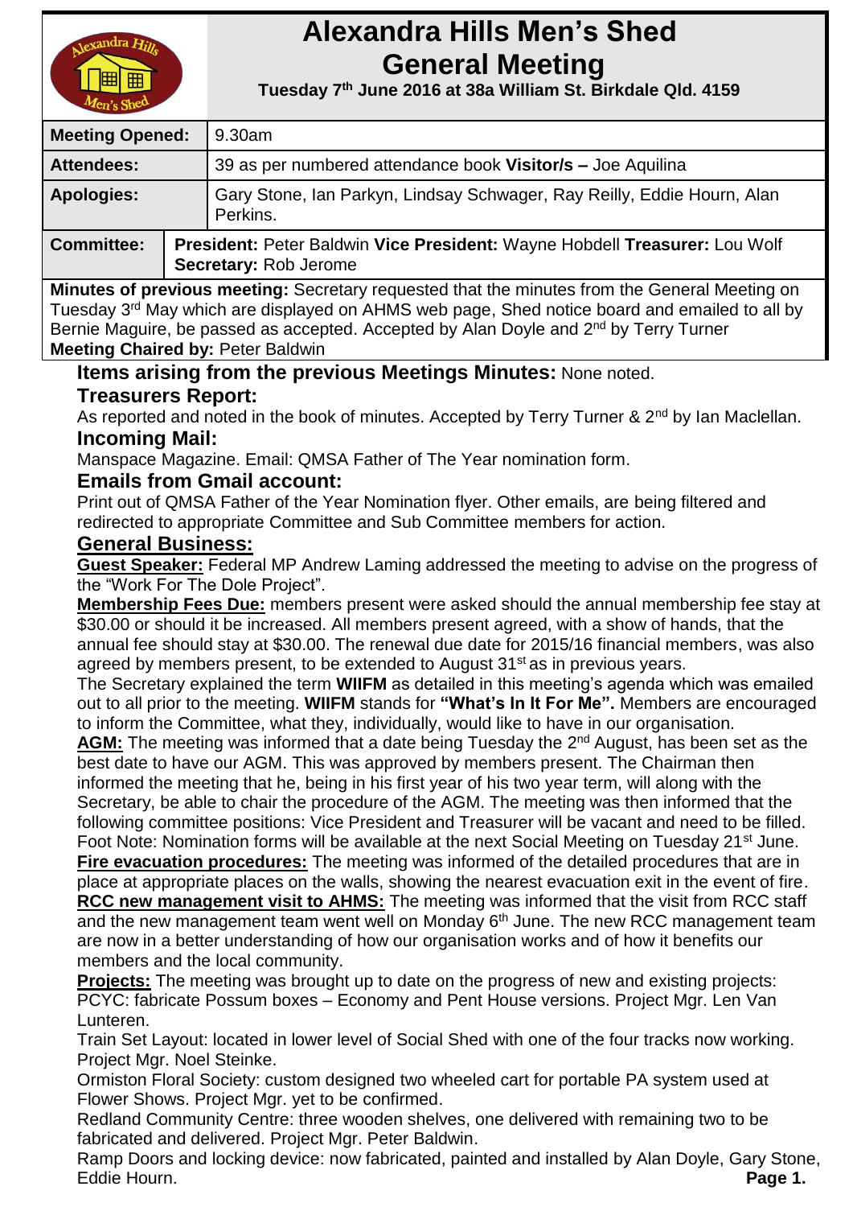# Alexandra Hills Men's Shed General Meeting

**Tuesday 7th June 2016 at 38a William St. Birkdale Qld. 4159**

| | |
|---|---|
| **Meeting Opened:** | 9.30am |
| **Attendees:** | 39 as per numbered attendance book **Visitor/s –** Joe Aquilina |
| **Apologies:** | Gary Stone, Ian Parkyn, Lindsay Schwager, Ray Reilly, Eddie Hourn, Alan Perkins. |
| **Committee:** | **President:** Peter Baldwin **Vice President:** Wayne Hobdell **Treasurer:** Lou Wolf **Secretary:** Rob Jerome |

**Minutes of previous meeting:** Secretary requested that the minutes from the General Meeting on Tuesday 3rd May which are displayed on AHMS web page, Shed notice board and emailed to all by Bernie Maguire, be passed as accepted. Accepted by Alan Doyle and 2nd by Terry Turner

**Meeting Chaired by:** Peter Baldwin

## Items arising from the previous Meetings Minutes: None noted.

## Treasurers Report:

As reported and noted in the book of minutes. Accepted by Terry Turner & 2nd by Ian Maclellan.

## Incoming Mail:

Manspace Magazine. Email: QMSA Father of The Year nomination form.

## Emails from Gmail account:

Print out of QMSA Father of the Year Nomination flyer. Other emails, are being filtered and redirected to appropriate Committee and Sub Committee members for action.

## General Business:

**Guest Speaker:** Federal MP Andrew Laming addressed the meeting to advise on the progress of the "Work For The Dole Project".

**Membership Fees Due:** members present were asked should the annual membership fee stay at $30.00 or should it be increased. All members present agreed, with a show of hands, that the annual fee should stay at $30.00. The renewal due date for 2015/16 financial members, was also agreed by members present, to be extended to August 31st as in previous years.

The Secretary explained the term **WIIFM** as detailed in this meeting's agenda which was emailed out to all prior to the meeting. **WIIFM** stands for **"What's In It For Me".** Members are encouraged to inform the Committee, what they, individually, would like to have in our organisation.

**AGM:** The meeting was informed that a date being Tuesday the 2nd August, has been set as the best date to have our AGM. This was approved by members present. The Chairman then informed the meeting that he, being in his first year of his two year term, will along with the Secretary, be able to chair the procedure of the AGM. The meeting was then informed that the following committee positions: Vice President and Treasurer will be vacant and need to be filled. Foot Note: Nomination forms will be available at the next Social Meeting on Tuesday 21st June.

**Fire evacuation procedures:** The meeting was informed of the detailed procedures that are in place at appropriate places on the walls, showing the nearest evacuation exit in the event of fire.

**RCC new management visit to AHMS:** The meeting was informed that the visit from RCC staff and the new management team went well on Monday 6th June. The new RCC management team are now in a better understanding of how our organisation works and of how it benefits our members and the local community.

**Projects:** The meeting was brought up to date on the progress of new and existing projects:

PCYC: fabricate Possum boxes – Economy and Pent House versions. Project Mgr. Len Van Lunteren.

Train Set Layout: located in lower level of Social Shed with one of the four tracks now working. Project Mgr. Noel Steinke.

Ormiston Floral Society: custom designed two wheeled cart for portable PA system used at Flower Shows. Project Mgr. yet to be confirmed.

Redland Community Centre: three wooden shelves, one delivered with remaining two to be fabricated and delivered. Project Mgr. Peter Baldwin.

Ramp Doors and locking device: now fabricated, painted and installed by Alan Doyle, Gary Stone, Eddie Hourn.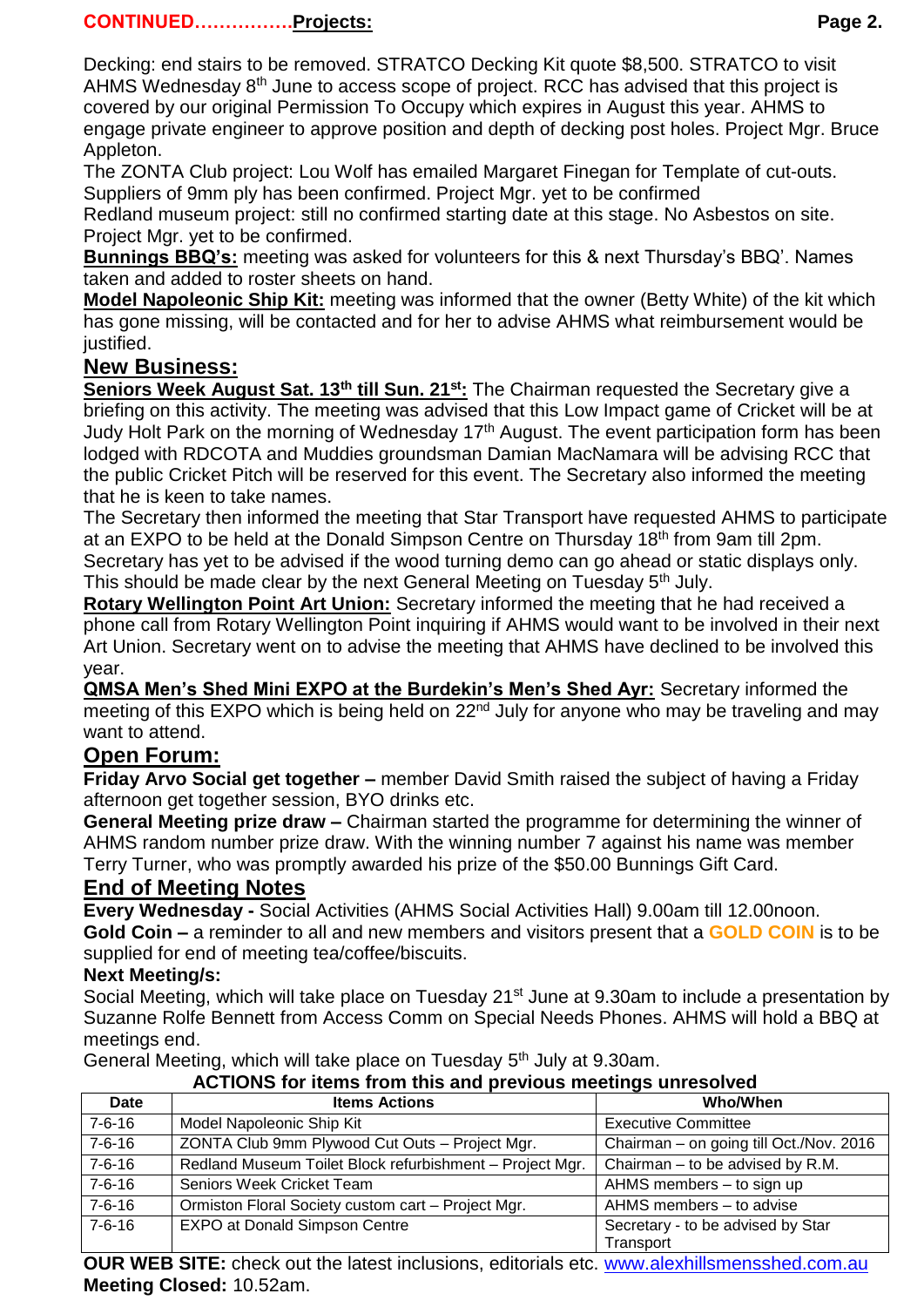**CONTINUED…………….Projects:**

Decking: end stairs to be removed. STRATCO Decking Kit quote $8,500. STRATCO to visit AHMS Wednesday 8th June to access scope of project. RCC has advised that this project is covered by our original Permission To Occupy which expires in August this year. AHMS to engage private engineer to approve position and depth of decking post holes. Project Mgr. Bruce Appleton.

The ZONTA Club project: Lou Wolf has emailed Margaret Finegan for Template of cut-outs. Suppliers of 9mm ply has been confirmed. Project Mgr. yet to be confirmed

Redland museum project: still no confirmed starting date at this stage. No Asbestos on site. Project Mgr. yet to be confirmed.

**Bunnings BBQ's:** meeting was asked for volunteers for this & next Thursday's BBQ'. Names taken and added to roster sheets on hand.

**Model Napoleonic Ship Kit:** meeting was informed that the owner (Betty White) of the kit which has gone missing, will be contacted and for her to advise AHMS what reimbursement would be justified.

## New Business:

**Seniors Week August Sat. 13th till Sun. 21st:** The Chairman requested the Secretary give a briefing on this activity. The meeting was advised that this Low Impact game of Cricket will be at Judy Holt Park on the morning of Wednesday 17th August. The event participation form has been lodged with RDCOTA and Muddies groundsman Damian MacNamara will be advising RCC that the public Cricket Pitch will be reserved for this event. The Secretary also informed the meeting that he is keen to take names.

The Secretary then informed the meeting that Star Transport have requested AHMS to participate at an EXPO to be held at the Donald Simpson Centre on Thursday 18th from 9am till 2pm. Secretary has yet to be advised if the wood turning demo can go ahead or static displays only. This should be made clear by the next General Meeting on Tuesday 5th July.

**Rotary Wellington Point Art Union:** Secretary informed the meeting that he had received a phone call from Rotary Wellington Point inquiring if AHMS would want to be involved in their next Art Union. Secretary went on to advise the meeting that AHMS have declined to be involved this year.

**QMSA Men's Shed Mini EXPO at the Burdekin's Men's Shed Ayr:** Secretary informed the meeting of this EXPO which is being held on 22nd July for anyone who may be traveling and may want to attend.

## Open Forum:

**Friday Arvo Social get together –** member David Smith raised the subject of having a Friday afternoon get together session, BYO drinks etc.

**General Meeting prize draw –** Chairman started the programme for determining the winner of AHMS random number prize draw. With the winning number 7 against his name was member Terry Turner, who was promptly awarded his prize of the $50.00 Bunnings Gift Card.

## End of Meeting Notes

**Every Wednesday -** Social Activities (AHMS Social Activities Hall) 9.00am till 12.00noon.

**Gold Coin –** a reminder to all and new members and visitors present that a **GOLD COIN** is to be supplied for end of meeting tea/coffee/biscuits.

**Next Meeting/s:**

Social Meeting, which will take place on Tuesday 21st June at 9.30am to include a presentation by Suzanne Rolfe Bennett from Access Comm on Special Needs Phones. AHMS will hold a BBQ at meetings end.

General Meeting, which will take place on Tuesday 5th July at 9.30am.

**ACTIONS for items from this and previous meetings unresolved**

| Date | Items Actions | Who/When |
|---|---|---|
| 7-6-16 | Model Napoleonic Ship Kit | Executive Committee |
| 7-6-16 | ZONTA Club 9mm Plywood Cut Outs – Project Mgr. | Chairman – on going till Oct./Nov. 2016 |
| 7-6-16 | Redland Museum Toilet Block refurbishment – Project Mgr. | Chairman – to be advised by R.M. |
| 7-6-16 | Seniors Week Cricket Team | AHMS members – to sign up |
| 7-6-16 | Ormiston Floral Society custom cart – Project Mgr. | AHMS members – to advise |
| 7-6-16 | EXPO at Donald Simpson Centre | Secretary - to be advised by Star Transport |

**OUR WEB SITE:** check out the latest inclusions, editorials etc. www.alexhillsmensshed.com.au

**Meeting Closed:** 10.52am.